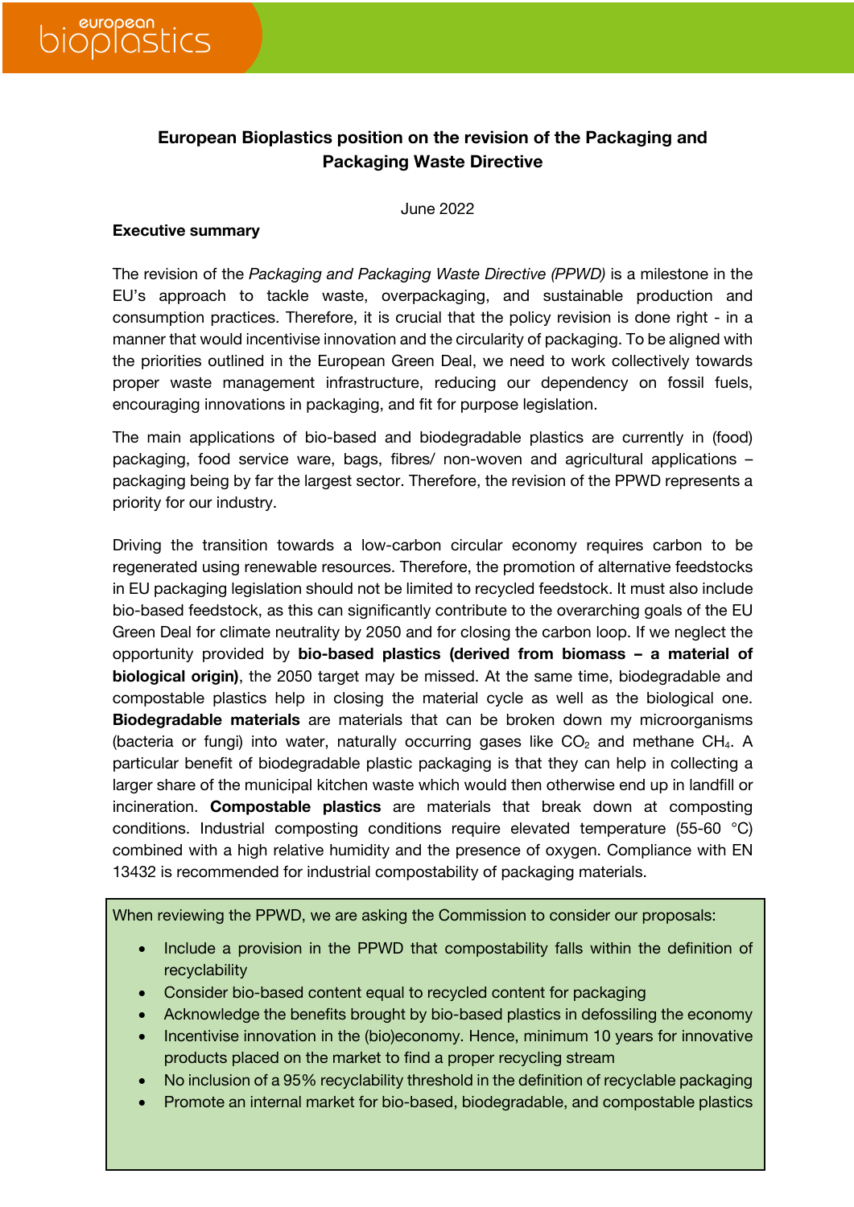# European Bioplastics position on the revision of the Packaging and Packaging Waste Directive

June 2022

**Executive summary**

The revision of the *Packaging and Packaging Waste Directive (PPWD)* is a milestone in the EU's approach to tackle waste, overpackaging, and sustainable production and consumption practices. Therefore, it is crucial that the policy revision is done right - in a manner that would incentivise innovation and the circularity of packaging. To be aligned with the priorities outlined in the European Green Deal, we need to work collectively towards proper waste management infrastructure, reducing our dependency on fossil fuels, encouraging innovations in packaging, and fit for purpose legislation.

The main applications of bio-based and biodegradable plastics are currently in (food) packaging, food service ware, bags, fibres/ non-woven and agricultural applications – packaging being by far the largest sector. Therefore, the revision of the PPWD represents a priority for our industry.

Driving the transition towards a low-carbon circular economy requires carbon to be regenerated using renewable resources. Therefore, the promotion of alternative feedstocks in EU packaging legislation should not be limited to recycled feedstock. It must also include bio-based feedstock, as this can significantly contribute to the overarching goals of the EU Green Deal for climate neutrality by 2050 and for closing the carbon loop. If we neglect the opportunity provided by **bio-based plastics (derived from biomass – a material of biological origin)**, the 2050 target may be missed. At the same time, biodegradable and compostable plastics help in closing the material cycle as well as the biological one. **Biodegradable materials** are materials that can be broken down my microorganisms (bacteria or fungi) into water, naturally occurring gases like $CO_2$ and methane $CH_4$. A particular benefit of biodegradable plastic packaging is that they can help in collecting a larger share of the municipal kitchen waste which would then otherwise end up in landfill or incineration. **Compostable plastics** are materials that break down at composting conditions. Industrial composting conditions require elevated temperature (55-60 °C) combined with a high relative humidity and the presence of oxygen. Compliance with EN 13432 is recommended for industrial compostability of packaging materials.

When reviewing the PPWD, we are asking the Commission to consider our proposals:

- Include a provision in the PPWD that compostability falls within the definition of recyclability
- Consider bio-based content equal to recycled content for packaging
- Acknowledge the benefits brought by bio-based plastics in defossiling the economy
- Incentivise innovation in the (bio)economy. Hence, minimum 10 years for innovative products placed on the market to find a proper recycling stream
- No inclusion of a 95% recyclability threshold in the definition of recyclable packaging
- Promote an internal market for bio-based, biodegradable, and compostable plastics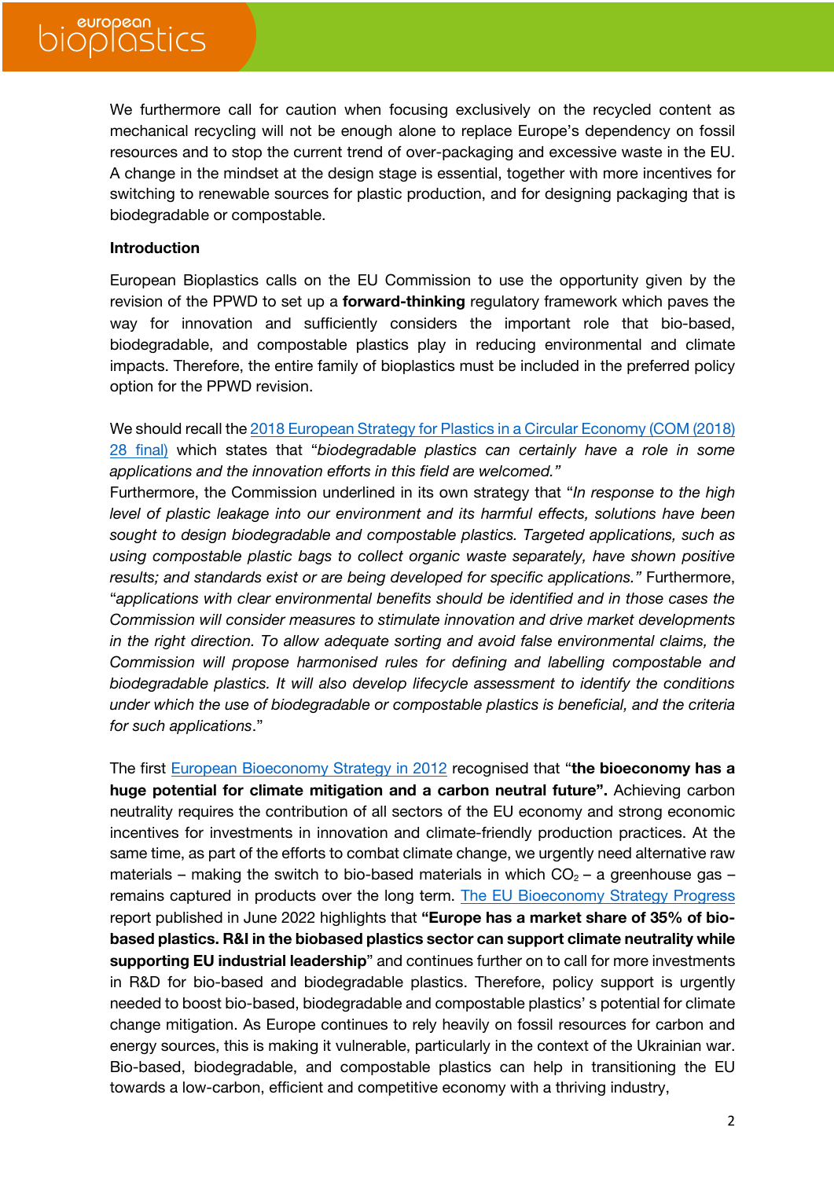We furthermore call for caution when focusing exclusively on the recycled content as mechanical recycling will not be enough alone to replace Europe's dependency on fossil resources and to stop the current trend of over-packaging and excessive waste in the EU. A change in the mindset at the design stage is essential, together with more incentives for switching to renewable sources for plastic production, and for designing packaging that is biodegradable or compostable.

**Introduction**

European Bioplastics calls on the EU Commission to use the opportunity given by the revision of the PPWD to set up a **forward-thinking** regulatory framework which paves the way for innovation and sufficiently considers the important role that bio-based, biodegradable, and compostable plastics play in reducing environmental and climate impacts. Therefore, the entire family of bioplastics must be included in the preferred policy option for the PPWD revision.

We should recall the [2018 European Strategy for Plastics in a Circular Economy (COM (2018) 28 final)]() which states that "*biodegradable plastics can certainly have a role in some applications and the innovation efforts in this field are welcomed.*"
Furthermore, the Commission underlined in its own strategy that "*In response to the high level of plastic leakage into our environment and its harmful effects, solutions have been sought to design biodegradable and compostable plastics. Targeted applications, such as using compostable plastic bags to collect organic waste separately, have shown positive results; and standards exist or are being developed for specific applications.*" Furthermore, "*applications with clear environmental benefits should be identified and in those cases the Commission will consider measures to stimulate innovation and drive market developments in the right direction. To allow adequate sorting and avoid false environmental claims, the Commission will propose harmonised rules for defining and labelling compostable and biodegradable plastics. It will also develop lifecycle assessment to identify the conditions under which the use of biodegradable or compostable plastics is beneficial, and the criteria for such applications*."

The first [European Bioeconomy Strategy in 2012]() recognised that "**the bioeconomy has a huge potential for climate mitigation and a carbon neutral future".** Achieving carbon neutrality requires the contribution of all sectors of the EU economy and strong economic incentives for investments in innovation and climate-friendly production practices. At the same time, as part of the efforts to combat climate change, we urgently need alternative raw materials – making the switch to bio-based materials in which $CO_2$ – a greenhouse gas – remains captured in products over the long term. [The EU Bioeconomy Strategy Progress]() report published in June 2022 highlights that **"Europe has a market share of 35% of bio-based plastics. R&I in the biobased plastics sector can support climate neutrality while supporting EU industrial leadership**" and continues further on to call for more investments in R&D for bio-based and biodegradable plastics. Therefore, policy support is urgently needed to boost bio-based, biodegradable and compostable plastics' s potential for climate change mitigation. As Europe continues to rely heavily on fossil resources for carbon and energy sources, this is making it vulnerable, particularly in the context of the Ukrainian war. Bio-based, biodegradable, and compostable plastics can help in transitioning the EU towards a low-carbon, efficient and competitive economy with a thriving industry,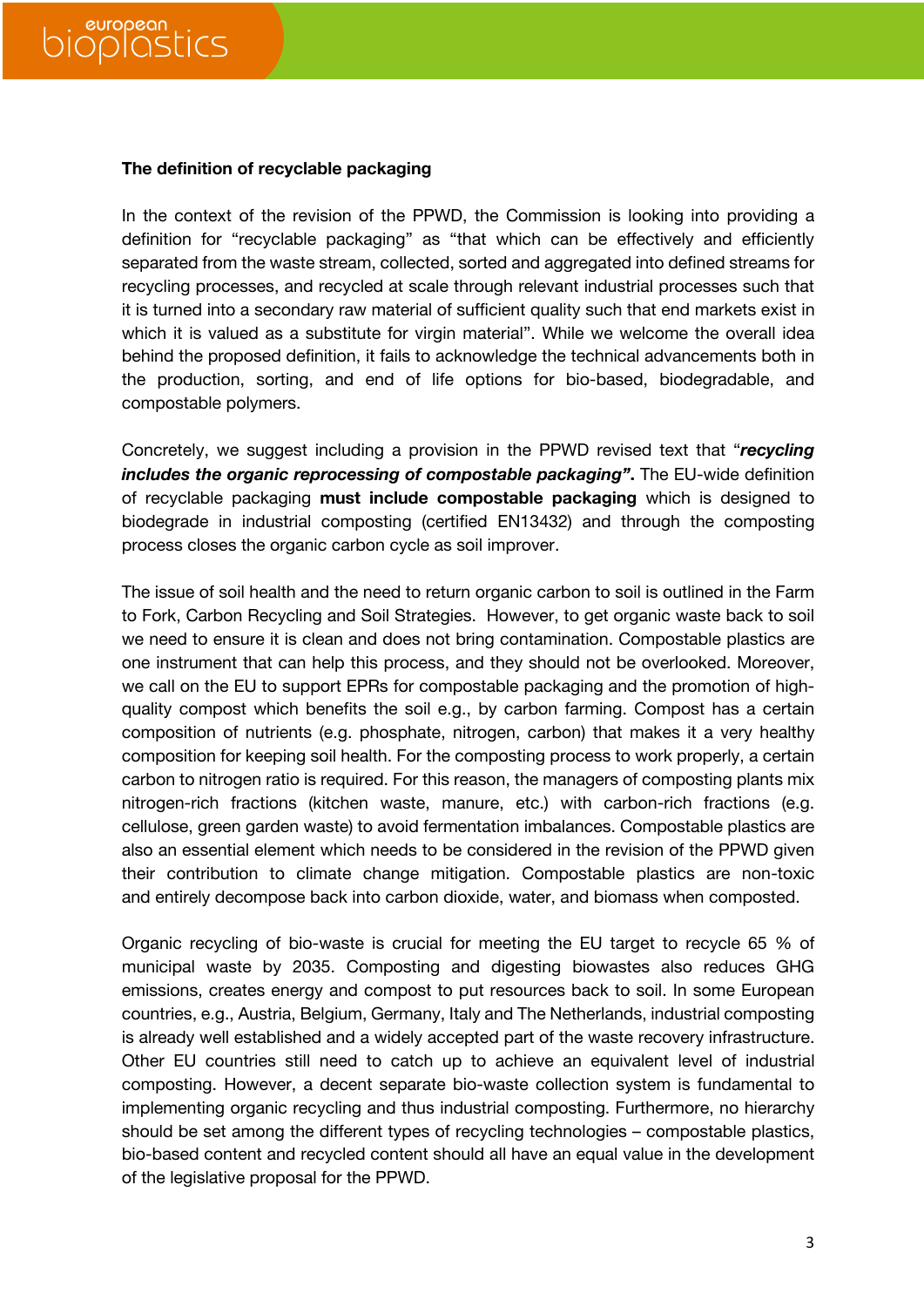**The definition of recyclable packaging**

In the context of the revision of the PPWD, the Commission is looking into providing a definition for “recyclable packaging” as “that which can be effectively and efficiently separated from the waste stream, collected, sorted and aggregated into defined streams for recycling processes, and recycled at scale through relevant industrial processes such that it is turned into a secondary raw material of sufficient quality such that end markets exist in which it is valued as a substitute for virgin material”. While we welcome the overall idea behind the proposed definition, it fails to acknowledge the technical advancements both in the production, sorting, and end of life options for bio-based, biodegradable, and compostable polymers.

Concretely, we suggest including a provision in the PPWD revised text that “***recycling includes the organic reprocessing of compostable packaging”*****.** The EU-wide definition of recyclable packaging **must include compostable packaging** which is designed to biodegrade in industrial composting (certified EN13432) and through the composting process closes the organic carbon cycle as soil improver.

The issue of soil health and the need to return organic carbon to soil is outlined in the Farm to Fork, Carbon Recycling and Soil Strategies. However, to get organic waste back to soil we need to ensure it is clean and does not bring contamination. Compostable plastics are one instrument that can help this process, and they should not be overlooked. Moreover, we call on the EU to support EPRs for compostable packaging and the promotion of high-quality compost which benefits the soil e.g., by carbon farming. Compost has a certain composition of nutrients (e.g. phosphate, nitrogen, carbon) that makes it a very healthy composition for keeping soil health. For the composting process to work properly, a certain carbon to nitrogen ratio is required. For this reason, the managers of composting plants mix nitrogen-rich fractions (kitchen waste, manure, etc.) with carbon-rich fractions (e.g. cellulose, green garden waste) to avoid fermentation imbalances. Compostable plastics are also an essential element which needs to be considered in the revision of the PPWD given their contribution to climate change mitigation. Compostable plastics are non-toxic and entirely decompose back into carbon dioxide, water, and biomass when composted.

Organic recycling of bio-waste is crucial for meeting the EU target to recycle 65 % of municipal waste by 2035. Composting and digesting biowastes also reduces GHG emissions, creates energy and compost to put resources back to soil. In some European countries, e.g., Austria, Belgium, Germany, Italy and The Netherlands, industrial composting is already well established and a widely accepted part of the waste recovery infrastructure. Other EU countries still need to catch up to achieve an equivalent level of industrial composting. However, a decent separate bio-waste collection system is fundamental to implementing organic recycling and thus industrial composting. Furthermore, no hierarchy should be set among the different types of recycling technologies – compostable plastics, bio-based content and recycled content should all have an equal value in the development of the legislative proposal for the PPWD.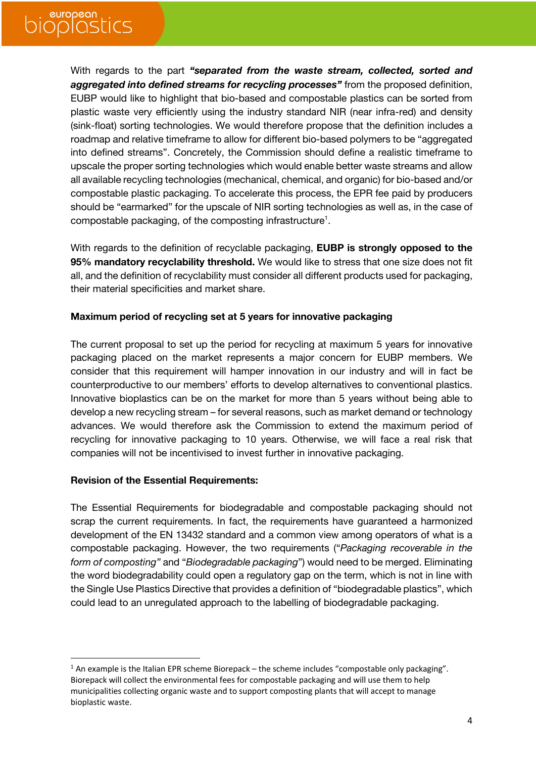With regards to the part ***"separated from the waste stream, collected, sorted and aggregated into defined streams for recycling processes"*** from the proposed definition, EUBP would like to highlight that bio-based and compostable plastics can be sorted from plastic waste very efficiently using the industry standard NIR (near infra-red) and density (sink-float) sorting technologies. We would therefore propose that the definition includes a roadmap and relative timeframe to allow for different bio-based polymers to be "aggregated into defined streams". Concretely, the Commission should define a realistic timeframe to upscale the proper sorting technologies which would enable better waste streams and allow all available recycling technologies (mechanical, chemical, and organic) for bio-based and/or compostable plastic packaging. To accelerate this process, the EPR fee paid by producers should be "earmarked" for the upscale of NIR sorting technologies as well as, in the case of compostable packaging, of the composting infrastructure[1].

With regards to the definition of recyclable packaging, **EUBP is strongly opposed to the 95% mandatory recyclability threshold.** We would like to stress that one size does not fit all, and the definition of recyclability must consider all different products used for packaging, their material specificities and market share.

**Maximum period of recycling set at 5 years for innovative packaging**

The current proposal to set up the period for recycling at maximum 5 years for innovative packaging placed on the market represents a major concern for EUBP members. We consider that this requirement will hamper innovation in our industry and will in fact be counterproductive to our members' efforts to develop alternatives to conventional plastics. Innovative bioplastics can be on the market for more than 5 years without being able to develop a new recycling stream – for several reasons, such as market demand or technology advances. We would therefore ask the Commission to extend the maximum period of recycling for innovative packaging to 10 years. Otherwise, we will face a real risk that companies will not be incentivised to invest further in innovative packaging.

**Revision of the Essential Requirements:**

The Essential Requirements for biodegradable and compostable packaging should not scrap the current requirements. In fact, the requirements have guaranteed a harmonized development of the EN 13432 standard and a common view among operators of what is a compostable packaging. However, the two requirements ("*Packaging recoverable in the form of composting*" and "*Biodegradable packaging*") would need to be merged. Eliminating the word biodegradability could open a regulatory gap on the term, which is not in line with the Single Use Plastics Directive that provides a definition of "biodegradable plastics", which could lead to an unregulated approach to the labelling of biodegradable packaging.

---

[1] An example is the Italian EPR scheme Biorepack – the scheme includes "compostable only packaging". Biorepack will collect the environmental fees for compostable packaging and will use them to help municipalities collecting organic waste and to support composting plants that will accept to manage bioplastic waste.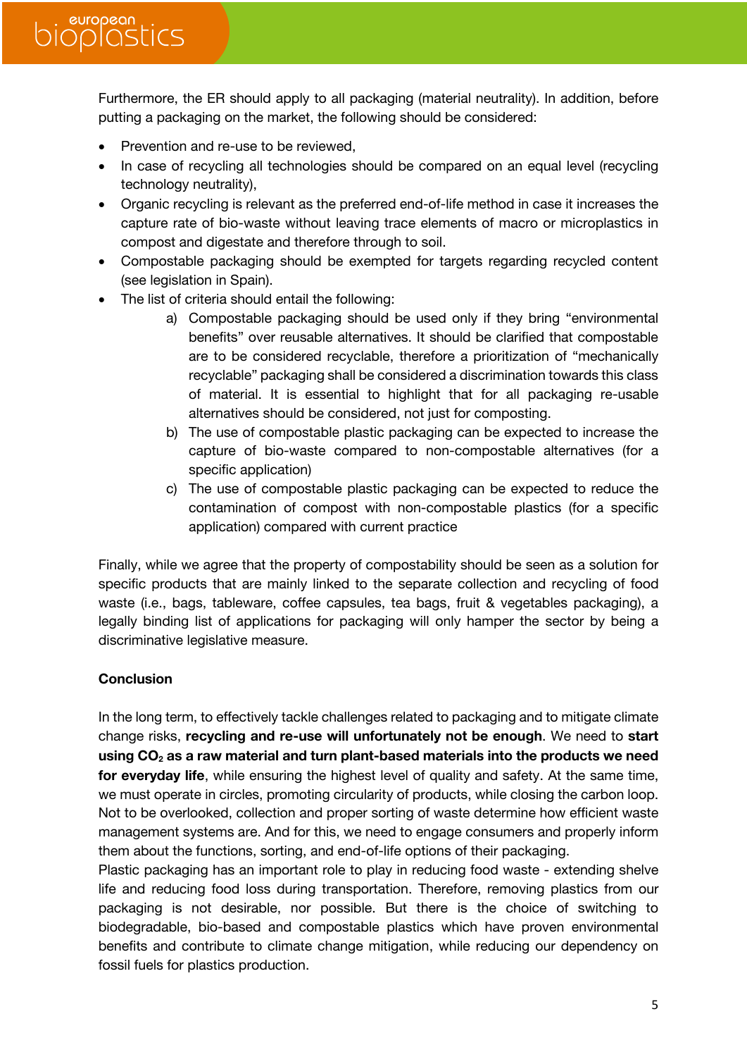Furthermore, the ER should apply to all packaging (material neutrality). In addition, before putting a packaging on the market, the following should be considered:

- Prevention and re-use to be reviewed,
- In case of recycling all technologies should be compared on an equal level (recycling technology neutrality),
- Organic recycling is relevant as the preferred end-of-life method in case it increases the capture rate of bio-waste without leaving trace elements of macro or microplastics in compost and digestate and therefore through to soil.
- Compostable packaging should be exempted for targets regarding recycled content (see legislation in Spain).
- The list of criteria should entail the following:
  a) Compostable packaging should be used only if they bring “environmental benefits” over reusable alternatives. It should be clarified that compostable are to be considered recyclable, therefore a prioritization of “mechanically recyclable” packaging shall be considered a discrimination towards this class of material. It is essential to highlight that for all packaging re-usable alternatives should be considered, not just for composting.
  b) The use of compostable plastic packaging can be expected to increase the capture of bio-waste compared to non-compostable alternatives (for a specific application)
  c) The use of compostable plastic packaging can be expected to reduce the contamination of compost with non-compostable plastics (for a specific application) compared with current practice

Finally, while we agree that the property of compostability should be seen as a solution for specific products that are mainly linked to the separate collection and recycling of food waste (i.e., bags, tableware, coffee capsules, tea bags, fruit & vegetables packaging), a legally binding list of applications for packaging will only hamper the sector by being a discriminative legislative measure.

**Conclusion**

In the long term, to effectively tackle challenges related to packaging and to mitigate climate change risks, **recycling and re-use will unfortunately not be enough**. We need to **start using $CO_2$ as a raw material and turn plant-based materials into the products we need for everyday life**, while ensuring the highest level of quality and safety. At the same time, we must operate in circles, promoting circularity of products, while closing the carbon loop. Not to be overlooked, collection and proper sorting of waste determine how efficient waste management systems are. And for this, we need to engage consumers and properly inform them about the functions, sorting, and end-of-life options of their packaging.

Plastic packaging has an important role to play in reducing food waste - extending shelve life and reducing food loss during transportation. Therefore, removing plastics from our packaging is not desirable, nor possible. But there is the choice of switching to biodegradable, bio-based and compostable plastics which have proven environmental benefits and contribute to climate change mitigation, while reducing our dependency on fossil fuels for plastics production.